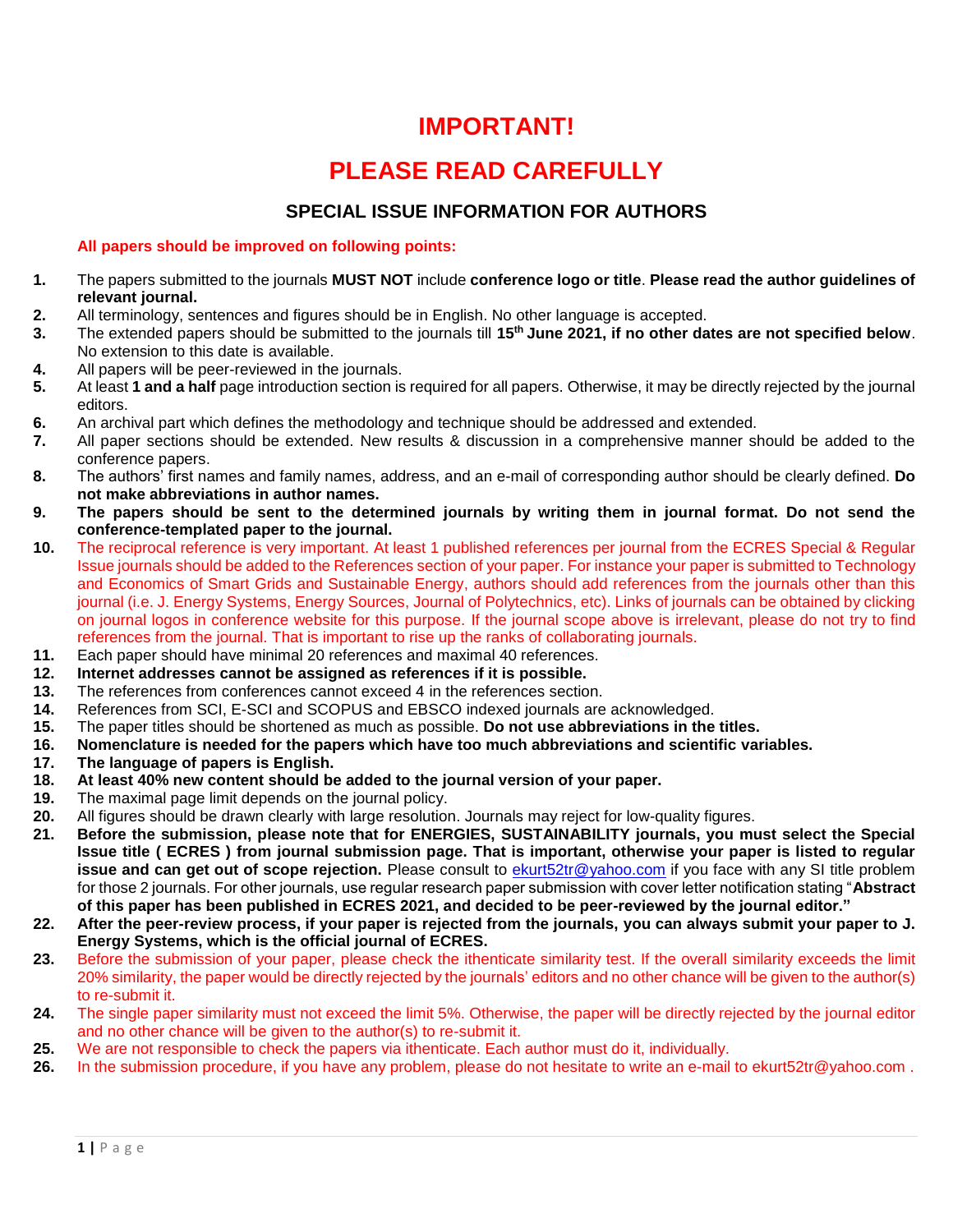# IMPORTANT!

# PLEASE READ CAREFULLY

## SPECIAL ISSUE INFORMATION FOR AUTHORS

**All papers should be improved on following points:**

1. The papers submitted to the journals **MUST NOT** include **conference logo or title**. **Please read the author guidelines of relevant journal.**
2. All terminology, sentences and figures should be in English. No other language is accepted.
3. The extended papers should be submitted to the journals till **15th June 2021, if no other dates are not specified below**. No extension to this date is available.
4. All papers will be peer-reviewed in the journals.
5. At least **1 and a half** page introduction section is required for all papers. Otherwise, it may be directly rejected by the journal editors.
6. An archival part which defines the methodology and technique should be addressed and extended.
7. All paper sections should be extended. New results & discussion in a comprehensive manner should be added to the conference papers.
8. The authors' first names and family names, address, and an e-mail of corresponding author should be clearly defined. **Do not make abbreviations in author names.**
9. **The papers should be sent to the determined journals by writing them in journal format. Do not send the conference-templated paper to the journal.**
10. The reciprocal reference is very important. At least 1 published references per journal from the ECRES Special & Regular Issue journals should be added to the References section of your paper. For instance your paper is submitted to Technology and Economics of Smart Grids and Sustainable Energy, authors should add references from the journals other than this journal (i.e. J. Energy Systems, Energy Sources, Journal of Polytechnics, etc). Links of journals can be obtained by clicking on journal logos in conference website for this purpose. If the journal scope above is irrelevant, please do not try to find references from the journal. That is important to rise up the ranks of collaborating journals.
11. Each paper should have minimal 20 references and maximal 40 references.
12. **Internet addresses cannot be assigned as references if it is possible.**
13. The references from conferences cannot exceed 4 in the references section.
14. References from SCI, E-SCI and SCOPUS and EBSCO indexed journals are acknowledged.
15. The paper titles should be shortened as much as possible. **Do not use abbreviations in the titles.**
16. **Nomenclature is needed for the papers which have too much abbreviations and scientific variables.**
17. **The language of papers is English.**
18. **At least 40% new content should be added to the journal version of your paper.**
19. The maximal page limit depends on the journal policy.
20. All figures should be drawn clearly with large resolution. Journals may reject for low-quality figures.
21. **Before the submission, please note that for ENERGIES, SUSTAINABILITY journals, you must select the Special Issue title ( ECRES ) from journal submission page. That is important, otherwise your paper is listed to regular issue and can get out of scope rejection.** Please consult to ekurt52tr@yahoo.com if you face with any SI title problem for those 2 journals. For other journals, use regular research paper submission with cover letter notification stating "**Abstract of this paper has been published in ECRES 2021, and decided to be peer-reviewed by the journal editor.**"
22. **After the peer-review process, if your paper is rejected from the journals, you can always submit your paper to J. Energy Systems, which is the official journal of ECRES.**
23. Before the submission of your paper, please check the ithenticate similarity test. If the overall similarity exceeds the limit 20% similarity, the paper would be directly rejected by the journals' editors and no other chance will be given to the author(s) to re-submit it.
24. The single paper similarity must not exceed the limit 5%. Otherwise, the paper will be directly rejected by the journal editor and no other chance will be given to the author(s) to re-submit it.
25. We are not responsible to check the papers via ithenticate. Each author must do it, individually.
26. In the submission procedure, if you have any problem, please do not hesitate to write an e-mail to ekurt52tr@yahoo.com .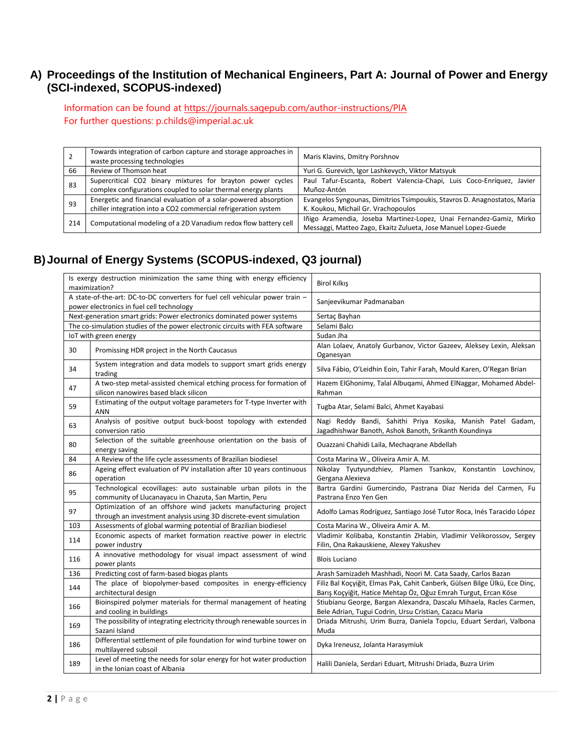## A) Proceedings of the Institution of Mechanical Engineers, Part A: Journal of Power and Energy (SCI-indexed, SCOPUS-indexed)

Information can be found at https://journals.sagepub.com/author-instructions/PIA
For further questions: p.childs@imperial.ac.uk

| | | |
|---|---|---|
| 2 | Towards integration of carbon capture and storage approaches in waste processing technologies | Maris Klavins, Dmitry Porshnov |
| 66 | Review of Thomson heat | Yuri G. Gurevich, Igor Lashkevych, Viktor Matsyuk |
| 83 | Supercritical CO2 binary mixtures for brayton power cycles complex configurations coupled to solar thermal energy plants | Paul Tafur-Escanta, Robert Valencia-Chapi, Luis Coco-Enríquez, Javier Muñoz-Antón |
| 93 | Energetic and financial evaluation of a solar-powered absorption chiller integration into a CO2 commercial refrigeration system | Evangelos Syngounas, Dimitrios Tsimpoukis, Stavros D. Anagnostatos, Maria K. Koukou, Michail Gr. Vrachopoulos |
| 214 | Computational modeling of a 2D Vanadium redox flow battery cell | Iñigo Aramendia, Joseba Martinez-Lopez, Unai Fernandez-Gamiz, Mirko Messaggi, Matteo Zago, Ekaitz Zulueta, Jose Manuel Lopez-Guede |

## B) Journal of Energy Systems (SCOPUS-indexed, Q3 journal)

| | | |
|---|---|---|
| Is exergy destruction minimization the same thing with energy efficiency maximization? | | Birol Kılkış |
| A state-of-the-art: DC-to-DC converters for fuel cell vehicular power train – power electronics in fuel cell technology | | Sanjeevikumar Padmanaban |
| Next-generation smart grids: Power electronics dominated power systems | | Sertaç Bayhan |
| The co-simulation studies of the power electronic circuits with FEA software | | Selami Balcı |
| IoT with green energy | | Sudan Jha |
| 30 | Promissing HDR project in the North Caucasus | Alan Lolaev, Anatoly Gurbanov, Victor Gazeev, Aleksey Lexin, Aleksan Oganesyan |
| 34 | System integration and data models to support smart grids energy trading | Silva Fábio, O'Leidhin Eoin, Tahir Farah, Mould Karen, O'Regan Brian |
| 47 | A two-step metal-assisted chemical etching process for formation of silicon nanowires based black silicon | Hazem ElGhonimy, Talal Albuqami, Ahmed ElNaggar, Mohamed Abdel-Rahman |
| 59 | Estimating of the output voltage parameters for T-type Inverter with ANN | Tugba Atar, Selami Balci, Ahmet Kayabasi |
| 63 | Analysis of positive output buck-boost topology with extended conversion ratio | Nagi Reddy Bandi, Sahithi Priya Kosika, Manish Patel Gadam, Jagadhishwar Banoth, Ashok Banoth, Srikanth Koundinya |
| 80 | Selection of the suitable greenhouse orientation on the basis of energy saving | Ouazzani Chahidi Laila, Mechaqrane Abdellah |
| 84 | A Review of the life cycle assessments of Brazilian biodiesel | Costa Marina W., Oliveira Amir A. M. |
| 86 | Ageing effect evaluation of PV installation after 10 years continuous operation | Nikolay Tyutyundzhiev, Plamen Tsankov, Konstantin Lovchinov, Gergana Alexieva |
| 95 | Technological ecovillages: auto sustainable urban pilots in the community of Llucanayacu in Chazuta, San Martin, Peru | Bartra Gardini Gumercindo, Pastrana Diaz Nerida del Carmen, Fu Pastrana Enzo Yen Gen |
| 97 | Optimization of an offshore wind jackets manufacturing project through an investment analysis using 3D discrete-event simulation | Adolfo Lamas Rodríguez, Santiago José Tutor Roca, Inés Taracido López |
| 103 | Assessments of global warming potential of Brazilian biodiesel | Costa Marina W., Oliveira Amir A. M. |
| 114 | Economic aspects of market formation reactive power in electric power industry | Vladimir Kolibaba, Konstantin ZHabin, Vladimir Velikorossov, Sergey Filin, Ona Rakauskiene, Alexey Yakushev |
| 116 | A innovative methodology for visual impact assessment of wind power plants | Blois Luciano |
| 136 | Predicting cost of farm-based biogas plants | Arash Samizadeh Mashhadi, Noori M. Cata Saady, Carlos Bazan |
| 144 | The place of biopolymer-based composites in energy-efficiency architectural design | Filiz Bal Koçyiğit, Elmas Pak, Cahit Canberk, Gülsen Bilge Ülkü, Ece Dinç, Barış Koçyiğit, Hatice Mehtap Öz, Oğuz Emrah Turgut, Ercan Köse |
| 166 | Bioinspired polymer materials for thermal management of heating and cooling in buildings | Stiubianu George, Bargan Alexandra, Dascalu Mihaela, Racles Carmen, Bele Adrian, Tugui Codrin, Ursu Cristian, Cazacu Maria |
| 169 | The possibility of integrating electricity through renewable sources in Sazani Island | Driada Mitrushi, Urim Buzra, Daniela Topciu, Eduart Serdari, Valbona Muda |
| 186 | Differential settlement of pile foundation for wind turbine tower on multilayered subsoil | Dyka Ireneusz, Jolanta Harasymiuk |
| 189 | Level of meeting the needs for solar energy for hot water production in the Ionian coast of Albania | Halili Daniela, Serdari Eduart, Mitrushi Driada, Buzra Urim |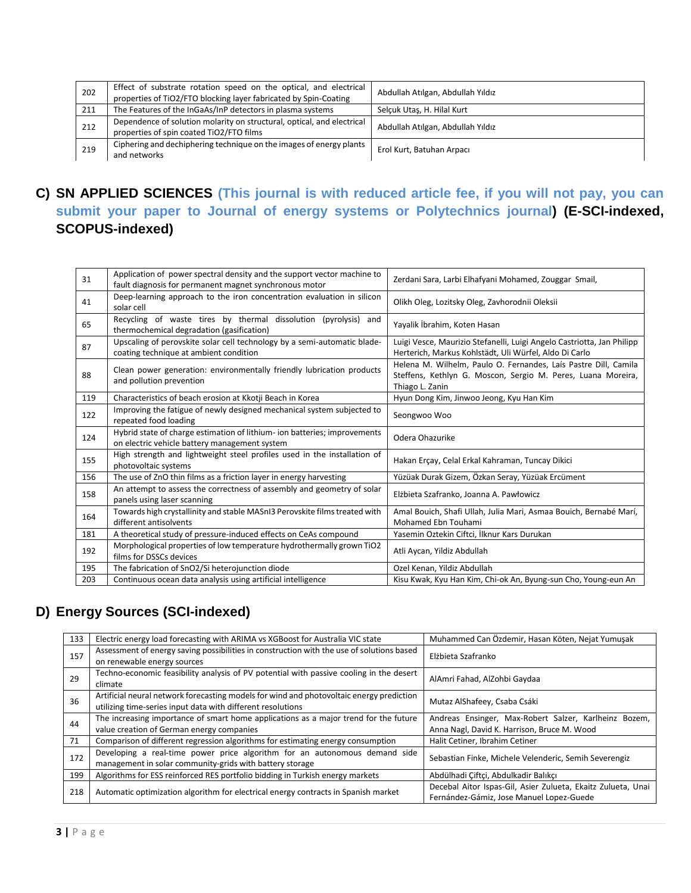| | | |
|---|---|---|
| 202 | Effect of substrate rotation speed on the optical, and electrical properties of $TiO_2$/FTO blocking layer fabricated by Spin-Coating | Abdullah Atılgan, Abdullah Yıldız |
| 211 | The Features of the InGaAs/InP detectors in plasma systems | Selçuk Utaş, H. Hilal Kurt |
| 212 | Dependence of solution molarity on structural, optical, and electrical properties of spin coated $TiO_2$/FTO films | Abdullah Atılgan, Abdullah Yıldız |
| 219 | Ciphering and dechiphering technique on the images of energy plants and networks | Erol Kurt, Batuhan Arpacı |

## C) SN APPLIED SCIENCES (This journal is with reduced article fee, if you will not pay, you can submit your paper to Journal of energy systems or Polytechnics journal) (E-SCI-indexed, SCOPUS-indexed)

| | | |
|---|---|---|
| 31 | Application of power spectral density and the support vector machine to fault diagnosis for permanent magnet synchronous motor | Zerdani Sara, Larbi Elhafyani Mohamed, Zouggar Smail, |
| 41 | Deep-learning approach to the iron concentration evaluation in silicon solar cell | Olikh Oleg, Lozitsky Oleg, Zavhorodnii Oleksii |
| 65 | Recycling of waste tires by thermal dissolution (pyrolysis) and thermochemical degradation (gasification) | Yayalik İbrahim, Koten Hasan |
| 87 | Upscaling of perovskite solar cell technology by a semi-automatic blade-coating technique at ambient condition | Luigi Vesce, Maurizio Stefanelli, Luigi Angelo Castriotta, Jan Philipp Herterich, Markus Kohlstädt, Uli Würfel, Aldo Di Carlo |
| 88 | Clean power generation: environmentally friendly lubrication products and pollution prevention | Helena M. Wilhelm, Paulo O. Fernandes, Laís Pastre Dill, Camila Steffens, Kethlyn G. Moscon, Sergio M. Peres, Luana Moreira, Thiago L. Zanin |
| 119 | Characteristics of beach erosion at Kkotji Beach in Korea | Hyun Dong Kim, Jinwoo Jeong, Kyu Han Kim |
| 122 | Improving the fatigue of newly designed mechanical system subjected to repeated food loading | Seongwoo Woo |
| 124 | Hybrid state of charge estimation of lithium- ion batteries; improvements on electric vehicle battery management system | Odera Ohazurike |
| 155 | High strength and lightweight steel profiles used in the installation of photovoltaic systems | Hakan Erçay, Celal Erkal Kahraman, Tuncay Dikici |
| 156 | The use of ZnO thin films as a friction layer in energy harvesting | Yüzüak Durak Gizem, Özkan Seray, Yüzüak Ercüment |
| 158 | An attempt to assess the correctness of assembly and geometry of solar panels using laser scanning | Elżbieta Szafranko, Joanna A. Pawłowicz |
| 164 | Towards high crystallinity and stable $MASnI_3$ Perovskite films treated with different antisolvents | Amal Bouich, Shafi Ullah, Julia Mari, Asmaa Bouich, Bernabé Marí, Mohamed Ebn Touhami |
| 181 | A theoretical study of pressure-induced effects on CeAs compound | Yasemin Oztekin Ciftci, İlknur Kars Durukan |
| 192 | Morphological properties of low temperature hydrothermally grown $TiO_2$ films for DSSCs devices | Atli Aycan, Yildiz Abdullah |
| 195 | The fabrication of $SnO_2$/Si heterojunction diode | Ozel Kenan, Yildiz Abdullah |
| 203 | Continuous ocean data analysis using artificial intelligence | Kisu Kwak, Kyu Han Kim, Chi-ok An, Byung-sun Cho, Young-eun An |

## D) Energy Sources (SCI-indexed)

| | | |
|---|---|---|
| 133 | Electric energy load forecasting with ARIMA vs XGBoost for Australia VIC state | Muhammed Can Özdemir, Hasan Köten, Nejat Yumuşak |
| 157 | Assessment of energy saving possibilities in construction with the use of solutions based on renewable energy sources | Elżbieta Szafranko |
| 29 | Techno-economic feasibility analysis of PV potential with passive cooling in the desert climate | AlAmri Fahad, AlZohbi Gaydaa |
| 36 | Artificial neural network forecasting models for wind and photovoltaic energy prediction utilizing time-series input data with different resolutions | Mutaz AlShafeey, Csaba Csáki |
| 44 | The increasing importance of smart home applications as a major trend for the future value creation of German energy companies | Andreas Ensinger, Max-Robert Salzer, Karlheinz Bozem, Anna Nagl, David K. Harrison, Bruce M. Wood |
| 71 | Comparison of different regression algorithms for estimating energy consumption | Halit Cetiner, Ibrahim Cetiner |
| 172 | Developing a real-time power price algorithm for an autonomous demand side management in solar community-grids with battery storage | Sebastian Finke, Michele Velenderic, Semih Severengiz |
| 199 | Algorithms for ESS reinforced RES portfolio bidding in Turkish energy markets | Abdülhadi Çiftçi, Abdulkadir Balıkçı |
| 218 | Automatic optimization algorithm for electrical energy contracts in Spanish market | Decebal Aitor Ispas-Gil, Asier Zulueta, Ekaitz Zulueta, Unai Fernández-Gámiz, Jose Manuel Lopez-Guede |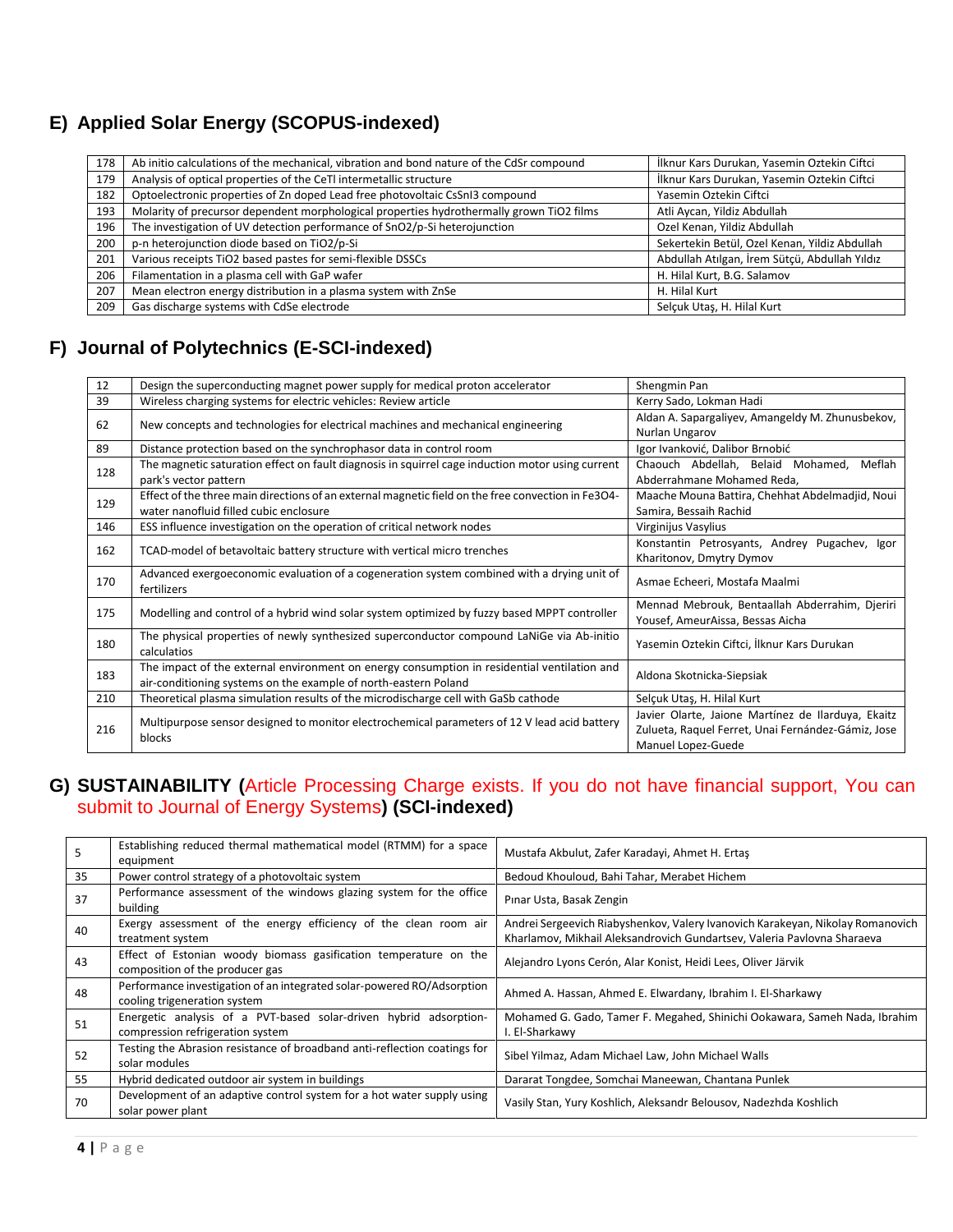## E) Applied Solar Energy (SCOPUS-indexed)

| | | |
|---|---|---|
| 178 | Ab initio calculations of the mechanical, vibration and bond nature of the CdSr compound | İlknur Kars Durukan, Yasemin Oztekin Ciftci |
| 179 | Analysis of optical properties of the CeTl intermetallic structure | İlknur Kars Durukan, Yasemin Oztekin Ciftci |
| 182 | Optoelectronic properties of Zn doped Lead free photovoltaic CsSnI3 compound | Yasemin Oztekin Ciftci |
| 193 | Molarity of precursor dependent morphological properties hydrothermally grown TiO2 films | Atli Aycan, Yildiz Abdullah |
| 196 | The investigation of UV detection performance of SnO2/p-Si heterojunction | Ozel Kenan, Yildiz Abdullah |
| 200 | p-n heterojunction diode based on TiO2/p-Si | Sekertekin Betül, Ozel Kenan, Yildiz Abdullah |
| 201 | Various receipts TiO2 based pastes for semi-flexible DSSCs | Abdullah Atılgan, İrem Sütçü, Abdullah Yıldız |
| 206 | Filamentation in a plasma cell with GaP wafer | H. Hilal Kurt, B.G. Salamov |
| 207 | Mean electron energy distribution in a plasma system with ZnSe | H. Hilal Kurt |
| 209 | Gas discharge systems with CdSe electrode | Selçuk Utaş, H. Hilal Kurt |

## F) Journal of Polytechnics (E-SCI-indexed)

| | | |
|---|---|---|
| 12 | Design the superconducting magnet power supply for medical proton accelerator | Shengmin Pan |
| 39 | Wireless charging systems for electric vehicles: Review article | Kerry Sado, Lokman Hadi |
| 62 | New concepts and technologies for electrical machines and mechanical engineering | Aldan A. Sapargaliyev, Amangeldy M. Zhunusbekov, Nurlan Ungarov |
| 89 | Distance protection based on the synchrophasor data in control room | Igor Ivanković, Dalibor Brnobić |
| 128 | The magnetic saturation effect on fault diagnosis in squirrel cage induction motor using current park's vector pattern | Chaouch Abdellah, Belaid Mohamed, Meflah Abderrahmane Mohamed Reda, |
| 129 | Effect of the three main directions of an external magnetic field on the free convection in Fe3O4-water nanofluid filled cubic enclosure | Maache Mouna Battira, Chehhat Abdelmadjid, Noui Samira, Bessaih Rachid |
| 146 | ESS influence investigation on the operation of critical network nodes | Virginijus Vasylius |
| 162 | TCAD-model of betavoltaic battery structure with vertical micro trenches | Konstantin Petrosyants, Andrey Pugachev, Igor Kharitonov, Dmytry Dymov |
| 170 | Advanced exergoeconomic evaluation of a cogeneration system combined with a drying unit of fertilizers | Asmae Echeeri, Mostafa Maalmi |
| 175 | Modelling and control of a hybrid wind solar system optimized by fuzzy based MPPT controller | Mennad Mebrouk, Bentaallah Abderrahim, Djeriri Yousef, AmeurAissa, Bessas Aicha |
| 180 | The physical properties of newly synthesized superconductor compound LaNiGe via Ab-initio calculatios | Yasemin Oztekin Ciftci, İlknur Kars Durukan |
| 183 | The impact of the external environment on energy consumption in residential ventilation and air-conditioning systems on the example of north-eastern Poland | Aldona Skotnicka-Siepsiak |
| 210 | Theoretical plasma simulation results of the microdischarge cell with GaSb cathode | Selçuk Utaş, H. Hilal Kurt |
| 216 | Multipurpose sensor designed to monitor electrochemical parameters of 12 V lead acid battery blocks | Javier Olarte, Jaione Martínez de Ilarduya, Ekaitz Zulueta, Raquel Ferret, Unai Fernández-Gámiz, Jose Manuel Lopez-Guede |

## G) SUSTAINABILITY (Article Processing Charge exists. If you do not have financial support, You can submit to Journal of Energy Systems) (SCI-indexed)

| | | |
|---|---|---|
| 5 | Establishing reduced thermal mathematical model (RTMM) for a space equipment | Mustafa Akbulut, Zafer Karadayi, Ahmet H. Ertaş |
| 35 | Power control strategy of a photovoltaic system | Bedoud Khouloud, Bahi Tahar, Merabet Hichem |
| 37 | Performance assessment of the windows glazing system for the office building | Pınar Usta, Basak Zengin |
| 40 | Exergy assessment of the energy efficiency of the clean room air treatment system | Andrei Sergeevich Riabyshenkov, Valery Ivanovich Karakeyan, Nikolay Romanovich Kharlamov, Mikhail Aleksandrovich Gundartsev, Valeria Pavlovna Sharaeva |
| 43 | Effect of Estonian woody biomass gasification temperature on the composition of the producer gas | Alejandro Lyons Cerón, Alar Konist, Heidi Lees, Oliver Järvik |
| 48 | Performance investigation of an integrated solar-powered RO/Adsorption cooling trigeneration system | Ahmed A. Hassan, Ahmed E. Elwardany, Ibrahim I. El-Sharkawy |
| 51 | Energetic analysis of a PVT-based solar-driven hybrid adsorption-compression refrigeration system | Mohamed G. Gado, Tamer F. Megahed, Shinichi Ookawara, Sameh Nada, Ibrahim I. El-Sharkawy |
| 52 | Testing the Abrasion resistance of broadband anti-reflection coatings for solar modules | Sibel Yilmaz, Adam Michael Law, John Michael Walls |
| 55 | Hybrid dedicated outdoor air system in buildings | Dararat Tongdee, Somchai Maneewan, Chantana Punlek |
| 70 | Development of an adaptive control system for a hot water supply using solar power plant | Vasily Stan, Yury Koshlich, Aleksandr Belousov, Nadezhda Koshlich |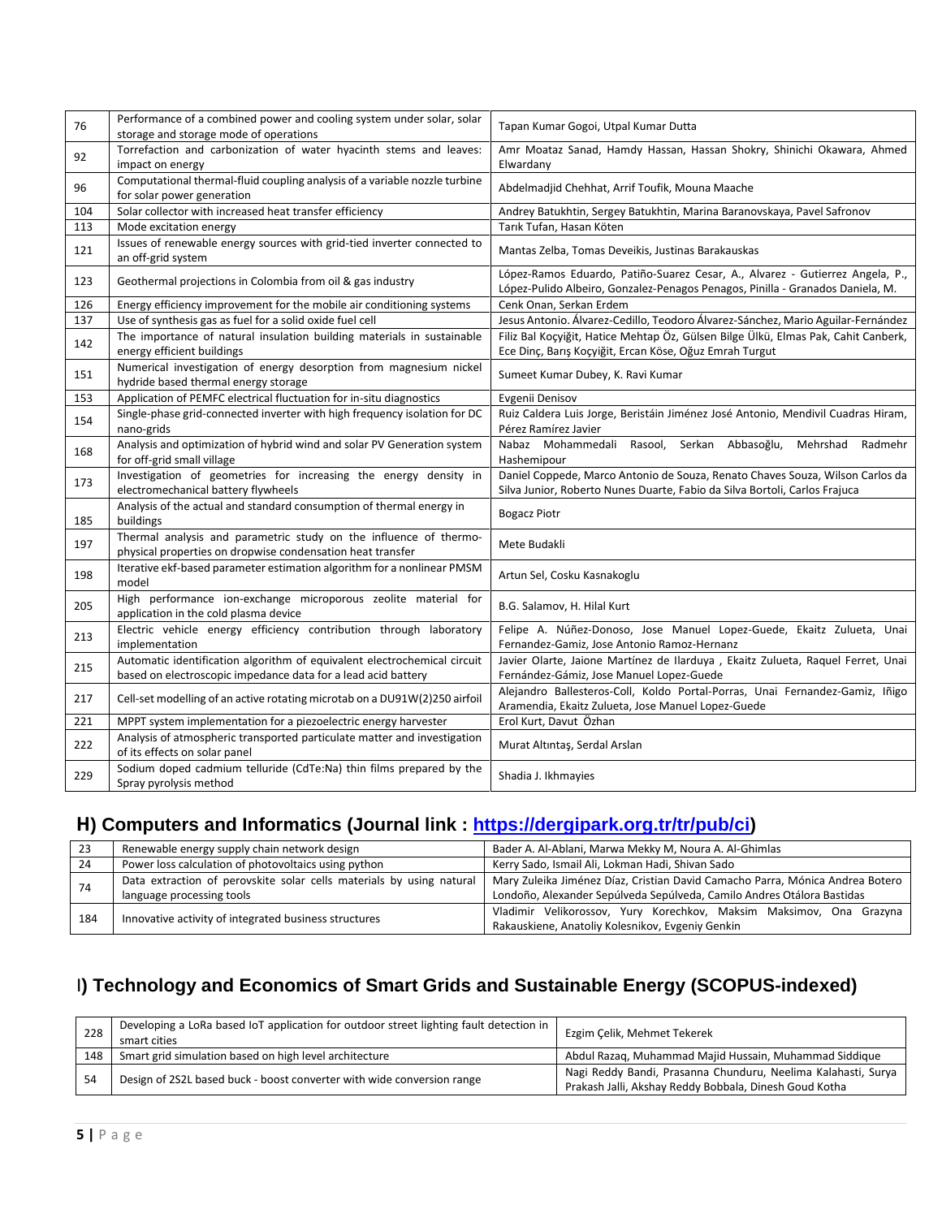| | | |
|---|---|---|
| 76 | Performance of a combined power and cooling system under solar, solar storage and storage mode of operations | Tapan Kumar Gogoi, Utpal Kumar Dutta |
| 92 | Torrefaction and carbonization of water hyacinth stems and leaves: impact on energy | Amr Moataz Sanad, Hamdy Hassan, Hassan Shokry, Shinichi Okawara, Ahmed Elwardany |
| 96 | Computational thermal-fluid coupling analysis of a variable nozzle turbine for solar power generation | Abdelmadjid Chehhat, Arrif Toufik, Mouna Maache |
| 104 | Solar collector with increased heat transfer efficiency | Andrey Batukhtin, Sergey Batukhtin, Marina Baranovskaya, Pavel Safronov |
| 113 | Mode excitation energy | Tarık Tufan, Hasan Köten |
| 121 | Issues of renewable energy sources with grid-tied inverter connected to an off-grid system | Mantas Zelba, Tomas Deveikis, Justinas Barakauskas |
| 123 | Geothermal projections in Colombia from oil & gas industry | López-Ramos Eduardo, Patiño-Suarez Cesar, A., Alvarez - Gutierrez Angela, P., López-Pulido Albeiro, Gonzalez-Penagos Penagos, Pinilla - Granados Daniela, M. |
| 126 | Energy efficiency improvement for the mobile air conditioning systems | Cenk Onan, Serkan Erdem |
| 137 | Use of synthesis gas as fuel for a solid oxide fuel cell | Jesus Antonio. Álvarez-Cedillo, Teodoro Álvarez-Sánchez, Mario Aguilar-Fernández |
| 142 | The importance of natural insulation building materials in sustainable energy efficient buildings | Filiz Bal Koçyiğit, Hatice Mehtap Öz, Gülsen Bilge Ülkü, Elmas Pak, Cahit Canberk, Ece Dinç, Barış Koçyiğit, Ercan Köse, Oğuz Emrah Turgut |
| 151 | Numerical investigation of energy desorption from magnesium nickel hydride based thermal energy storage | Sumeet Kumar Dubey, K. Ravi Kumar |
| 153 | Application of PEMFC electrical fluctuation for in-situ diagnostics | Evgenii Denisov |
| 154 | Single-phase grid-connected inverter with high frequency isolation for DC nano-grids | Ruiz Caldera Luis Jorge, Beristáin Jiménez José Antonio, Mendivil Cuadras Hiram, Pérez Ramírez Javier |
| 168 | Analysis and optimization of hybrid wind and solar PV Generation system for off-grid small village | Nabaz Mohammedali Rasool, Serkan Abbasoğlu, Mehrshad Radmehr Hashemipour |
| 173 | Investigation of geometries for increasing the energy density in electromechanical battery flywheels | Daniel Coppede, Marco Antonio de Souza, Renato Chaves Souza, Wilson Carlos da Silva Junior, Roberto Nunes Duarte, Fabio da Silva Bortoli, Carlos Frajuca |
| 185 | Analysis of the actual and standard consumption of thermal energy in buildings | Bogacz Piotr |
| 197 | Thermal analysis and parametric study on the influence of thermo-physical properties on dropwise condensation heat transfer | Mete Budakli |
| 198 | Iterative ekf-based parameter estimation algorithm for a nonlinear PMSM model | Artun Sel, Cosku Kasnakoglu |
| 205 | High performance ion-exchange microporous zeolite material for application in the cold plasma device | B.G. Salamov, H. Hilal Kurt |
| 213 | Electric vehicle energy efficiency contribution through laboratory implementation | Felipe A. Núñez-Donoso, Jose Manuel Lopez-Guede, Ekaitz Zulueta, Unai Fernandez-Gamiz, Jose Antonio Ramoz-Hernanz |
| 215 | Automatic identification algorithm of equivalent electrochemical circuit based on electroscopic impedance data for a lead acid battery | Javier Olarte, Jaione Martínez de Ilarduya , Ekaitz Zulueta, Raquel Ferret, Unai Fernández-Gámiz, Jose Manuel Lopez-Guede |
| 217 | Cell-set modelling of an active rotating microtab on a DU91W(2)250 airfoil | Alejandro Ballesteros-Coll, Koldo Portal-Porras, Unai Fernandez-Gamiz, Iñigo Aramendia, Ekaitz Zulueta, Jose Manuel Lopez-Guede |
| 221 | MPPT system implementation for a piezoelectric energy harvester | Erol Kurt, Davut Özhan |
| 222 | Analysis of atmospheric transported particulate matter and investigation of its effects on solar panel | Murat Altıntaş, Serdal Arslan |
| 229 | Sodium doped cadmium telluride (CdTe:Na) thin films prepared by the Spray pyrolysis method | Shadia J. Ikhmayies |

## H) Computers and Informatics (Journal link : https://dergipark.org.tr/tr/pub/ci)

| | | |
|---|---|---|
| 23 | Renewable energy supply chain network design | Bader A. Al-Ablani, Marwa Mekky M, Noura A. Al-Ghimlas |
| 24 | Power loss calculation of photovoltaics using python | Kerry Sado, Ismail Ali, Lokman Hadi, Shivan Sado |
| 74 | Data extraction of perovskite solar cells materials by using natural language processing tools | Mary Zuleika Jiménez Díaz, Cristian David Camacho Parra, Mónica Andrea Botero Londoño, Alexander Sepúlveda Sepúlveda, Camilo Andres Otálora Bastidas |
| 184 | Innovative activity of integrated business structures | Vladimir Velikorossov, Yury Korechkov, Maksim Maksimov, Ona Grazyna Rakauskiene, Anatoliy Kolesnikov, Evgeniy Genkin |

## I) Technology and Economics of Smart Grids and Sustainable Energy (SCOPUS-indexed)

| | | |
|---|---|---|
| 228 | Developing a LoRa based IoT application for outdoor street lighting fault detection in smart cities | Ezgim Çelik, Mehmet Tekerek |
| 148 | Smart grid simulation based on high level architecture | Abdul Razaq, Muhammad Majid Hussain, Muhammad Siddique |
| 54 | Design of 2S2L based buck - boost converter with wide conversion range | Nagi Reddy Bandi, Prasanna Chunduru, Neelima Kalahasti, Surya Prakash Jalli, Akshay Reddy Bobbala, Dinesh Goud Kotha |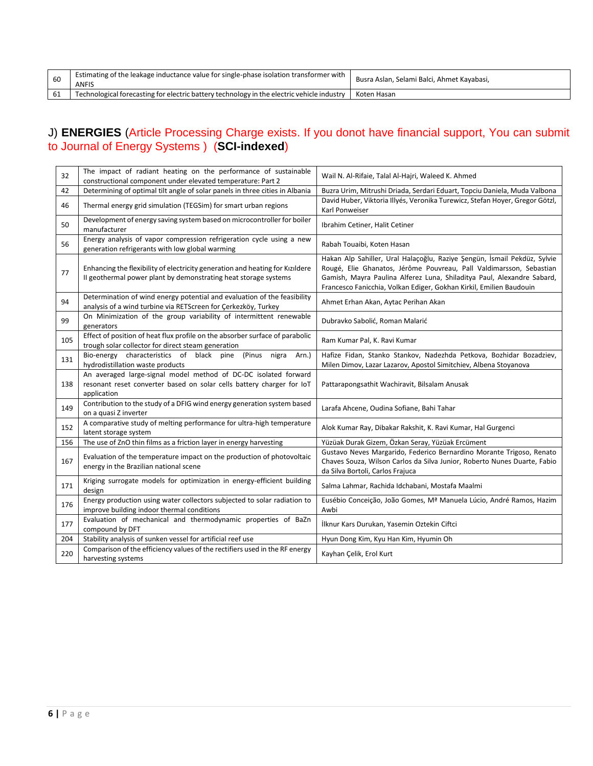| 60 | Estimating of the leakage inductance value for single-phase isolation transformer with ANFIS | Busra Aslan, Selami Balci, Ahmet Kayabasi, |
|---|---|---|
| 61 | Technological forecasting for electric battery technology in the electric vehicle industry | Koten Hasan |

## J) **ENERGIES** (Article Processing Charge exists. If you donot have financial support, You can submit to Journal of Energy Systems ) (**SCI-indexed**)

| 32 | The impact of radiant heating on the performance of sustainable constructional component under elevated temperature: Part 2 | Wail N. Al-Rifaie, Talal Al-Hajri, Waleed K. Ahmed |
|---|---|---|
| 42 | Determining of optimal tilt angle of solar panels in three cities in Albania | Buzra Urim, Mitrushi Driada, Serdari Eduart, Topciu Daniela, Muda Valbona |
| 46 | Thermal energy grid simulation (TEGSim) for smart urban regions | David Huber, Viktoria Illyés, Veronika Turewicz, Stefan Hoyer, Gregor Götzl, Karl Ponweiser |
| 50 | Development of energy saving system based on microcontroller for boiler manufacturer | Ibrahim Cetiner, Halit Cetiner |
| 56 | Energy analysis of vapor compression refrigeration cycle using a new generation refrigerants with low global warming | Rabah Touaibi, Koten Hasan |
| 77 | Enhancing the flexibility of electricity generation and heating for Kızıldere II geothermal power plant by demonstrating heat storage systems | Hakan Alp Sahiller, Ural Halaçoğlu, Raziye Şengün, İsmail Pekdüz, Sylvie Rougé, Elie Ghanatos, Jérôme Pouvreau, Pall Valdimarsson, Sebastian Gamish, Mayra Paulina Alferez Luna, Shiladitya Paul, Alexandre Sabard, Francesco Fanicchia, Volkan Ediger, Gokhan Kirkil, Emilien Baudouin |
| 94 | Determination of wind energy potential and evaluation of the feasibility analysis of a wind turbine via RETScreen for Çerkezköy, Turkey | Ahmet Erhan Akan, Aytac Perihan Akan |
| 99 | On Minimization of the group variability of intermittent renewable generators | Dubravko Sabolić, Roman Malarić |
| 105 | Effect of position of heat flux profile on the absorber surface of parabolic trough solar collector for direct steam generation | Ram Kumar Pal, K. Ravi Kumar |
| 131 | Bio-energy characteristics of black pine (Pinus nigra Arn.) hydrodistillation waste products | Hafize Fidan, Stanko Stankov, Nadezhda Petkova, Bozhidar Bozadziev, Milen Dimov, Lazar Lazarov, Apostol Simitchiev, Albena Stoyanova |
| 138 | An averaged large-signal model method of DC-DC isolated forward resonant reset converter based on solar cells battery charger for IoT application | Pattarapongsathit Wachiravit, Bilsalam Anusak |
| 149 | Contribution to the study of a DFIG wind energy generation system based on a quasi Z inverter | Larafa Ahcene, Oudina Sofiane, Bahi Tahar |
| 152 | A comparative study of melting performance for ultra-high temperature latent storage system | Alok Kumar Ray, Dibakar Rakshit, K. Ravi Kumar, Hal Gurgenci |
| 156 | The use of ZnO thin films as a friction layer in energy harvesting | Yüzüak Durak Gizem, Özkan Seray, Yüzüak Ercüment |
| 167 | Evaluation of the temperature impact on the production of photovoltaic energy in the Brazilian national scene | Gustavo Neves Margarido, Federico Bernardino Morante Trigoso, Renato Chaves Souza, Wilson Carlos da Silva Junior, Roberto Nunes Duarte, Fabio da Silva Bortoli, Carlos Frajuca |
| 171 | Kriging surrogate models for optimization in energy-efficient building design | Salma Lahmar, Rachida Idchabani, Mostafa Maalmi |
| 176 | Energy production using water collectors subjected to solar radiation to improve building indoor thermal conditions | Eusébio Conceição, João Gomes, Mª Manuela Lúcio, André Ramos, Hazim Awbi |
| 177 | Evaluation of mechanical and thermodynamic properties of BaZn compound by DFT | İlknur Kars Durukan, Yasemin Oztekin Ciftci |
| 204 | Stability analysis of sunken vessel for artificial reef use | Hyun Dong Kim, Kyu Han Kim, Hyumin Oh |
| 220 | Comparison of the efficiency values of the rectifiers used in the RF energy harvesting systems | Kayhan Çelik, Erol Kurt |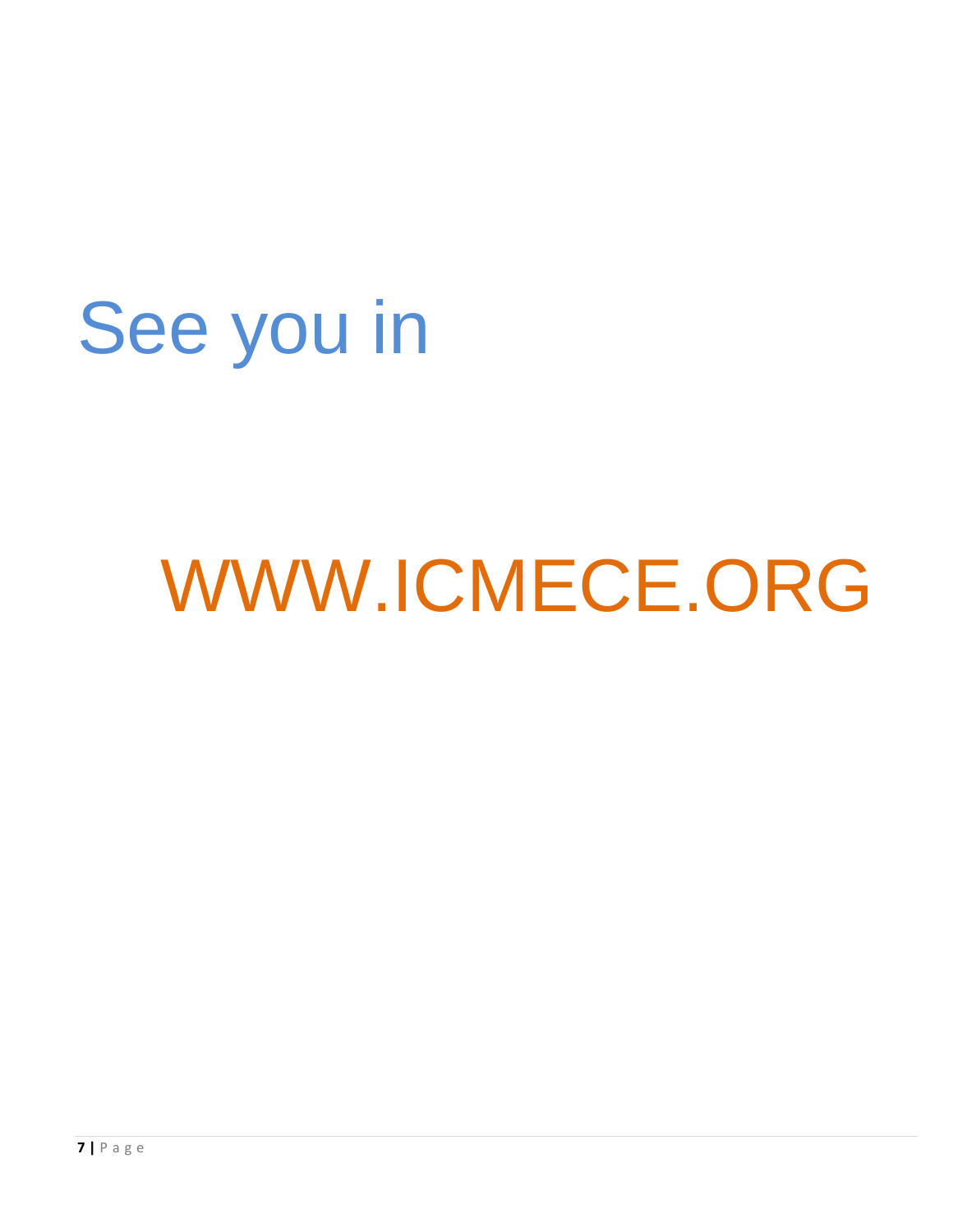See you in

WWW.ICMECE.ORG